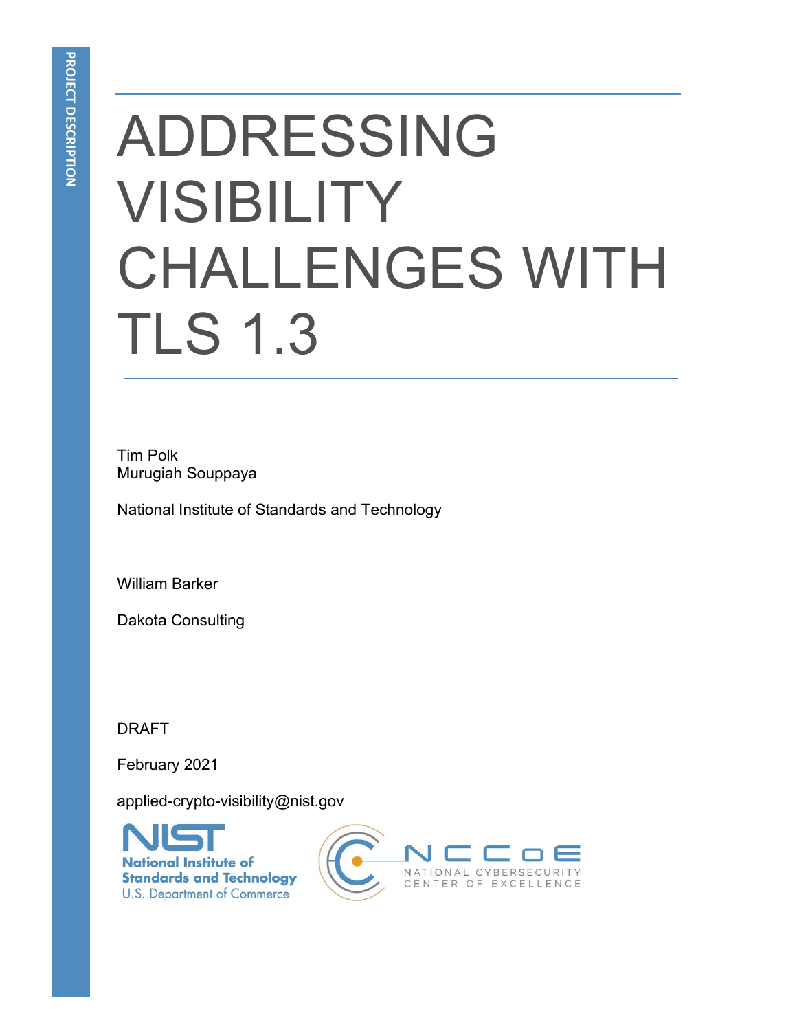PROJECT DESCRIPTION

# ADDRESSING VISIBILITY CHALLENGES WITH TLS 1.3

Tim Polk
Murugiah Souppaya

National Institute of Standards and Technology

William Barker

Dakota Consulting

DRAFT

February 2021

applied-crypto-visibility@nist.gov

National Institute of Standards and Technology
U.S. Department of Commerce

NCCoE
NATIONAL CYBERSECURITY CENTER OF EXCELLENCE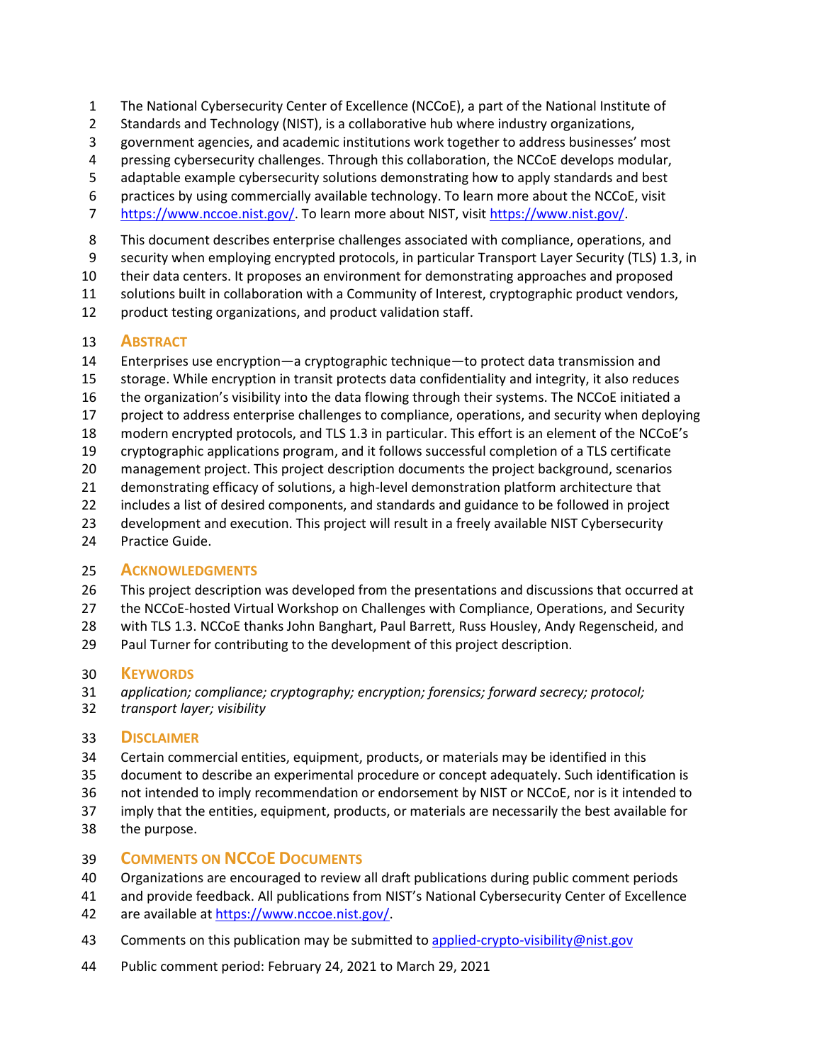The National Cybersecurity Center of Excellence (NCCoE), a part of the National Institute of Standards and Technology (NIST), is a collaborative hub where industry organizations, government agencies, and academic institutions work together to address businesses' most pressing cybersecurity challenges. Through this collaboration, the NCCoE develops modular, adaptable example cybersecurity solutions demonstrating how to apply standards and best practices by using commercially available technology. To learn more about the NCCoE, visit https://www.nccoe.nist.gov/. To learn more about NIST, visit https://www.nist.gov/.

This document describes enterprise challenges associated with compliance, operations, and security when employing encrypted protocols, in particular Transport Layer Security (TLS) 1.3, in their data centers. It proposes an environment for demonstrating approaches and proposed solutions built in collaboration with a Community of Interest, cryptographic product vendors, product testing organizations, and product validation staff.

## Abstract

Enterprises use encryption—a cryptographic technique—to protect data transmission and storage. While encryption in transit protects data confidentiality and integrity, it also reduces the organization's visibility into the data flowing through their systems. The NCCoE initiated a project to address enterprise challenges to compliance, operations, and security when deploying modern encrypted protocols, and TLS 1.3 in particular. This effort is an element of the NCCoE's cryptographic applications program, and it follows successful completion of a TLS certificate management project. This project description documents the project background, scenarios demonstrating efficacy of solutions, a high-level demonstration platform architecture that includes a list of desired components, and standards and guidance to be followed in project development and execution. This project will result in a freely available NIST Cybersecurity Practice Guide.

## Acknowledgments

This project description was developed from the presentations and discussions that occurred at the NCCoE-hosted Virtual Workshop on Challenges with Compliance, Operations, and Security with TLS 1.3. NCCoE thanks John Banghart, Paul Barrett, Russ Housley, Andy Regenscheid, and Paul Turner for contributing to the development of this project description.

## Keywords

*application; compliance; cryptography; encryption; forensics; forward secrecy; protocol; transport layer; visibility*

## Disclaimer

Certain commercial entities, equipment, products, or materials may be identified in this document to describe an experimental procedure or concept adequately. Such identification is not intended to imply recommendation or endorsement by NIST or NCCoE, nor is it intended to imply that the entities, equipment, products, or materials are necessarily the best available for the purpose.

## Comments on NCCoE Documents

Organizations are encouraged to review all draft publications during public comment periods and provide feedback. All publications from NIST's National Cybersecurity Center of Excellence are available at https://www.nccoe.nist.gov/.

Comments on this publication may be submitted to applied-crypto-visibility@nist.gov

Public comment period: February 24, 2021 to March 29, 2021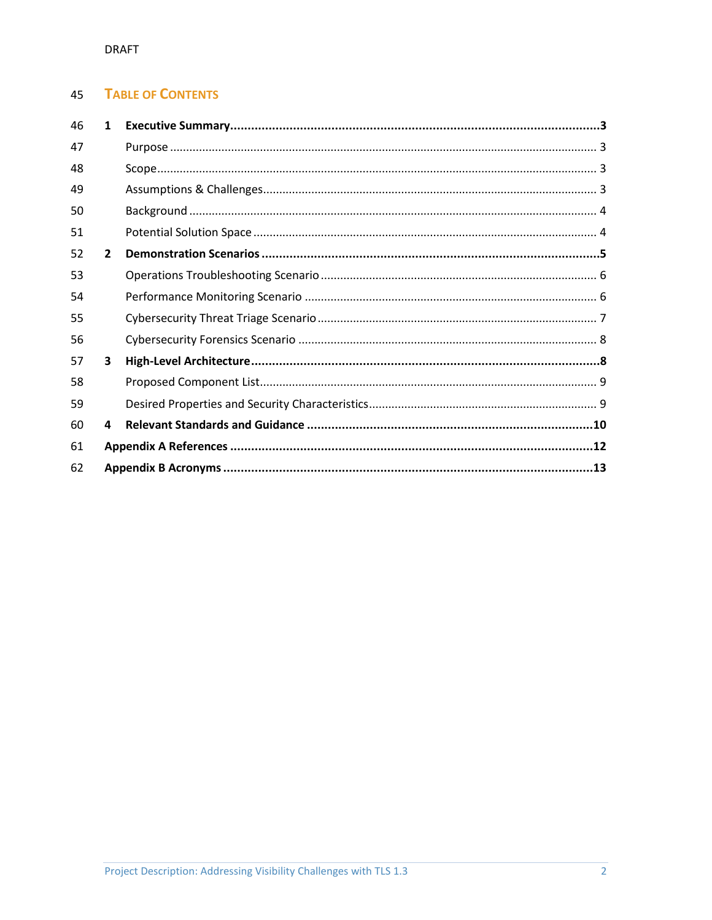## Table of Contents

**1 Executive Summary** .......... **3**

- Purpose .......... 3
- Scope .......... 3
- Assumptions & Challenges .......... 3
- Background .......... 4
- Potential Solution Space .......... 4

**2 Demonstration Scenarios** .......... **5**

- Operations Troubleshooting Scenario .......... 6
- Performance Monitoring Scenario .......... 6
- Cybersecurity Threat Triage Scenario .......... 7
- Cybersecurity Forensics Scenario .......... 8

**3 High-Level Architecture** .......... **8**

- Proposed Component List .......... 9
- Desired Properties and Security Characteristics .......... 9

**4 Relevant Standards and Guidance** .......... **10**

**Appendix A References** .......... **12**

**Appendix B Acronyms** .......... **13**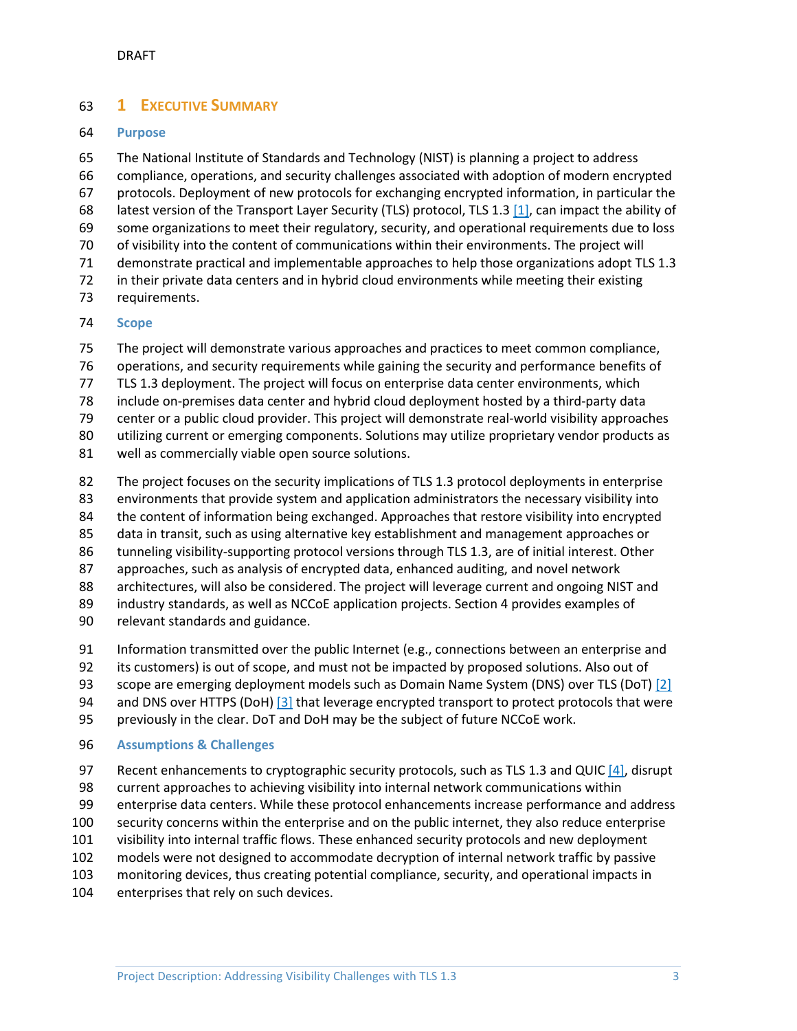# 1 Executive Summary

## Purpose

The National Institute of Standards and Technology (NIST) is planning a project to address compliance, operations, and security challenges associated with adoption of modern encrypted protocols. Deployment of new protocols for exchanging encrypted information, in particular the latest version of the Transport Layer Security (TLS) protocol, TLS 1.3 [1], can impact the ability of some organizations to meet their regulatory, security, and operational requirements due to loss of visibility into the content of communications within their environments. The project will demonstrate practical and implementable approaches to help those organizations adopt TLS 1.3 in their private data centers and in hybrid cloud environments while meeting their existing requirements.

## Scope

The project will demonstrate various approaches and practices to meet common compliance, operations, and security requirements while gaining the security and performance benefits of TLS 1.3 deployment. The project will focus on enterprise data center environments, which include on-premises data center and hybrid cloud deployment hosted by a third-party data center or a public cloud provider. This project will demonstrate real-world visibility approaches utilizing current or emerging components. Solutions may utilize proprietary vendor products as well as commercially viable open source solutions.

The project focuses on the security implications of TLS 1.3 protocol deployments in enterprise environments that provide system and application administrators the necessary visibility into the content of information being exchanged. Approaches that restore visibility into encrypted data in transit, such as using alternative key establishment and management approaches or tunneling visibility-supporting protocol versions through TLS 1.3, are of initial interest. Other approaches, such as analysis of encrypted data, enhanced auditing, and novel network architectures, will also be considered. The project will leverage current and ongoing NIST and industry standards, as well as NCCoE application projects. Section 4 provides examples of relevant standards and guidance.

Information transmitted over the public Internet (e.g., connections between an enterprise and its customers) is out of scope, and must not be impacted by proposed solutions. Also out of scope are emerging deployment models such as Domain Name System (DNS) over TLS (DoT) [2] and DNS over HTTPS (DoH) [3] that leverage encrypted transport to protect protocols that were previously in the clear. DoT and DoH may be the subject of future NCCoE work.

## Assumptions & Challenges

Recent enhancements to cryptographic security protocols, such as TLS 1.3 and QUIC [4], disrupt current approaches to achieving visibility into internal network communications within enterprise data centers. While these protocol enhancements increase performance and address security concerns within the enterprise and on the public internet, they also reduce enterprise visibility into internal traffic flows. These enhanced security protocols and new deployment models were not designed to accommodate decryption of internal network traffic by passive monitoring devices, thus creating potential compliance, security, and operational impacts in enterprises that rely on such devices.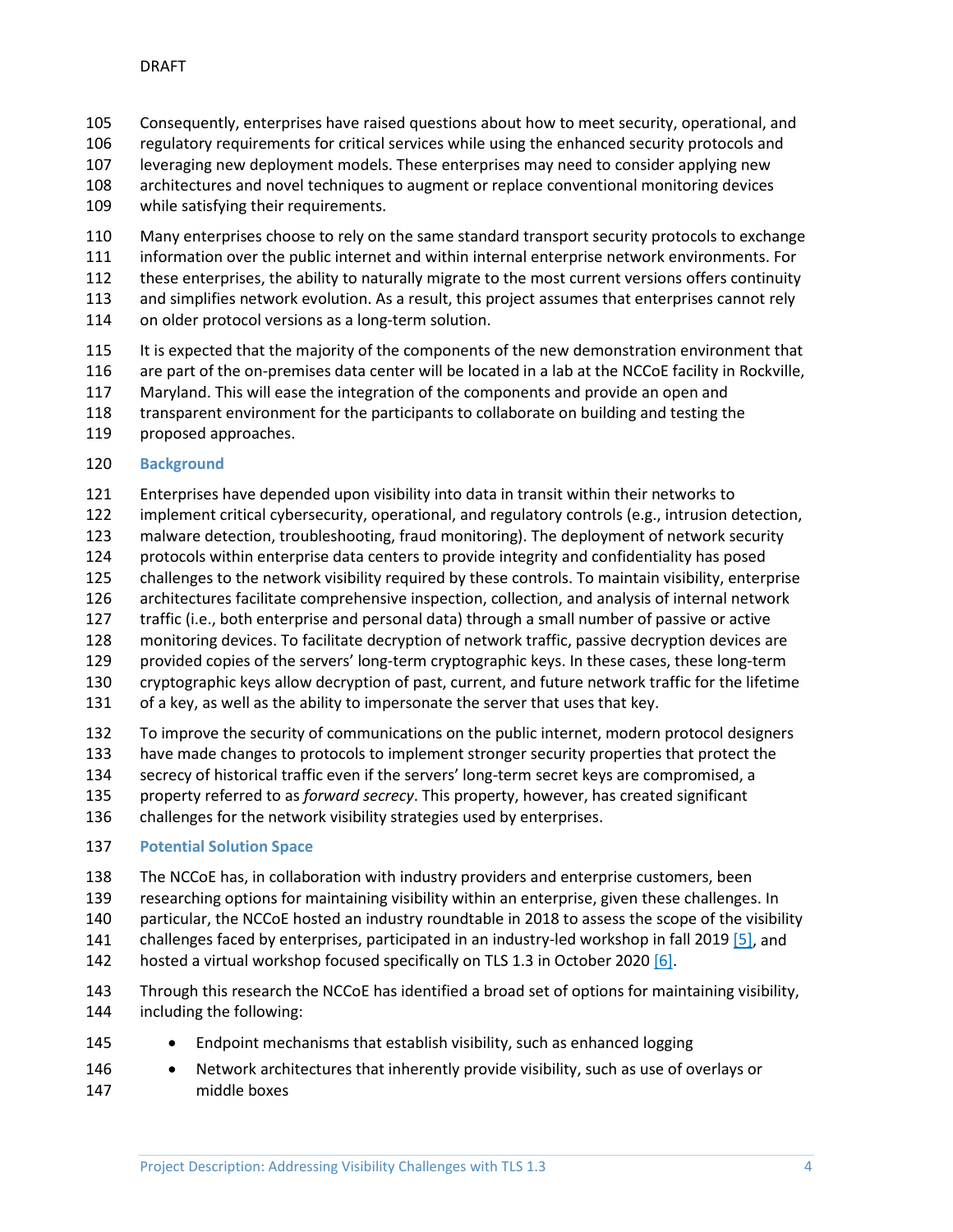Consequently, enterprises have raised questions about how to meet security, operational, and regulatory requirements for critical services while using the enhanced security protocols and leveraging new deployment models. These enterprises may need to consider applying new architectures and novel techniques to augment or replace conventional monitoring devices while satisfying their requirements.

Many enterprises choose to rely on the same standard transport security protocols to exchange information over the public internet and within internal enterprise network environments. For these enterprises, the ability to naturally migrate to the most current versions offers continuity and simplifies network evolution. As a result, this project assumes that enterprises cannot rely on older protocol versions as a long-term solution.

It is expected that the majority of the components of the new demonstration environment that are part of the on-premises data center will be located in a lab at the NCCoE facility in Rockville, Maryland. This will ease the integration of the components and provide an open and transparent environment for the participants to collaborate on building and testing the proposed approaches.

## Background

Enterprises have depended upon visibility into data in transit within their networks to implement critical cybersecurity, operational, and regulatory controls (e.g., intrusion detection, malware detection, troubleshooting, fraud monitoring). The deployment of network security protocols within enterprise data centers to provide integrity and confidentiality has posed challenges to the network visibility required by these controls. To maintain visibility, enterprise architectures facilitate comprehensive inspection, collection, and analysis of internal network traffic (i.e., both enterprise and personal data) through a small number of passive or active monitoring devices. To facilitate decryption of network traffic, passive decryption devices are provided copies of the servers' long-term cryptographic keys. In these cases, these long-term cryptographic keys allow decryption of past, current, and future network traffic for the lifetime of a key, as well as the ability to impersonate the server that uses that key.

To improve the security of communications on the public internet, modern protocol designers have made changes to protocols to implement stronger security properties that protect the secrecy of historical traffic even if the servers' long-term secret keys are compromised, a property referred to as *forward secrecy*. This property, however, has created significant challenges for the network visibility strategies used by enterprises.

## Potential Solution Space

The NCCoE has, in collaboration with industry providers and enterprise customers, been researching options for maintaining visibility within an enterprise, given these challenges. In particular, the NCCoE hosted an industry roundtable in 2018 to assess the scope of the visibility challenges faced by enterprises, participated in an industry-led workshop in fall 2019 [5], and hosted a virtual workshop focused specifically on TLS 1.3 in October 2020 [6].

Through this research the NCCoE has identified a broad set of options for maintaining visibility, including the following:

- Endpoint mechanisms that establish visibility, such as enhanced logging
- Network architectures that inherently provide visibility, such as use of overlays or middle boxes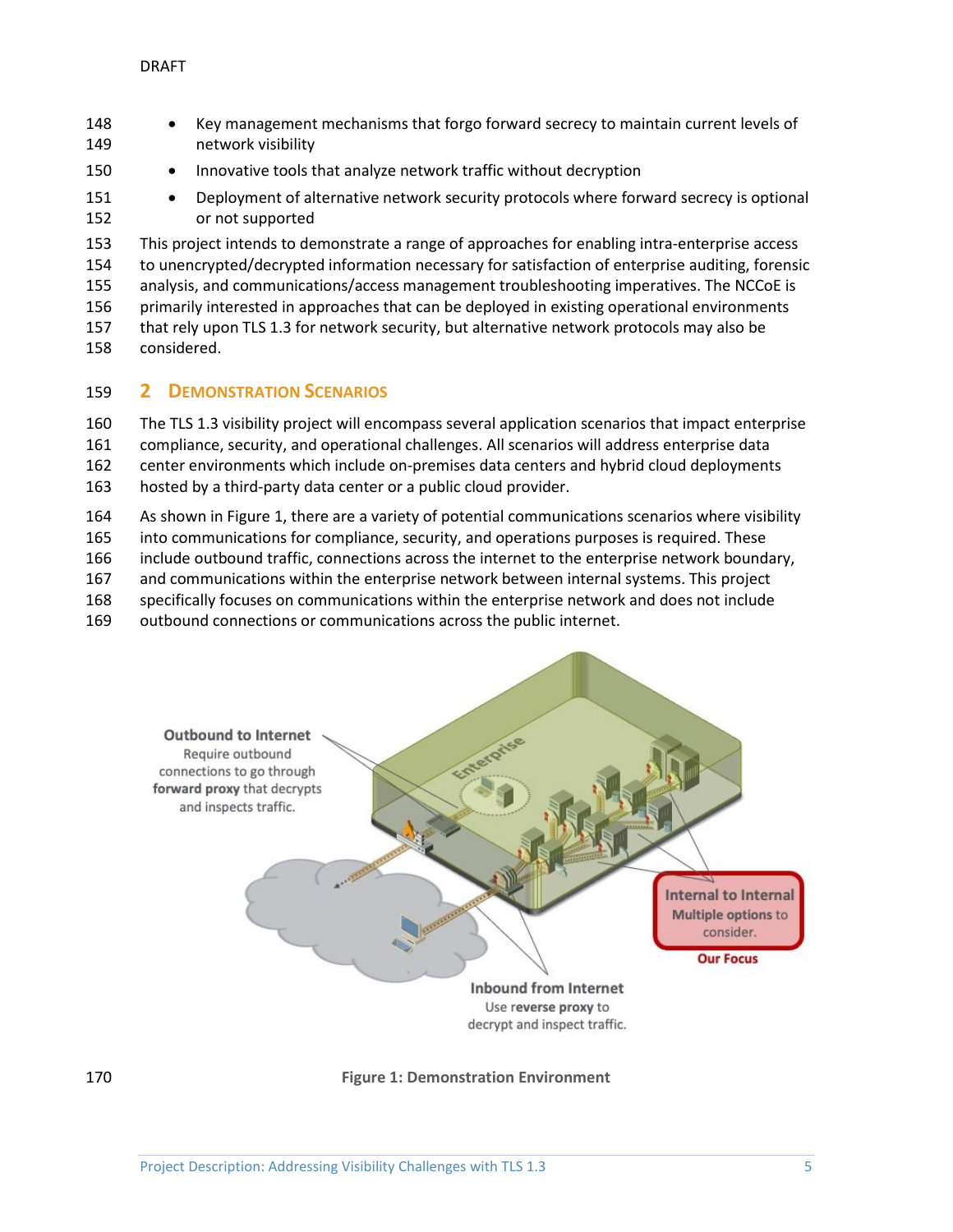- Key management mechanisms that forgo forward secrecy to maintain current levels of network visibility
- Innovative tools that analyze network traffic without decryption
- Deployment of alternative network security protocols where forward secrecy is optional or not supported

This project intends to demonstrate a range of approaches for enabling intra-enterprise access to unencrypted/decrypted information necessary for satisfaction of enterprise auditing, forensic analysis, and communications/access management troubleshooting imperatives. The NCCoE is primarily interested in approaches that can be deployed in existing operational environments that rely upon TLS 1.3 for network security, but alternative network protocols may also be considered.

## 2 Demonstration Scenarios

The TLS 1.3 visibility project will encompass several application scenarios that impact enterprise compliance, security, and operational challenges. All scenarios will address enterprise data center environments which include on-premises data centers and hybrid cloud deployments hosted by a third-party data center or a public cloud provider.

As shown in Figure 1, there are a variety of potential communications scenarios where visibility into communications for compliance, security, and operations purposes is required. These include outbound traffic, connections across the internet to the enterprise network boundary, and communications within the enterprise network between internal systems. This project specifically focuses on communications within the enterprise network and does not include outbound connections or communications across the public internet.

**Figure 1: Demonstration Environment**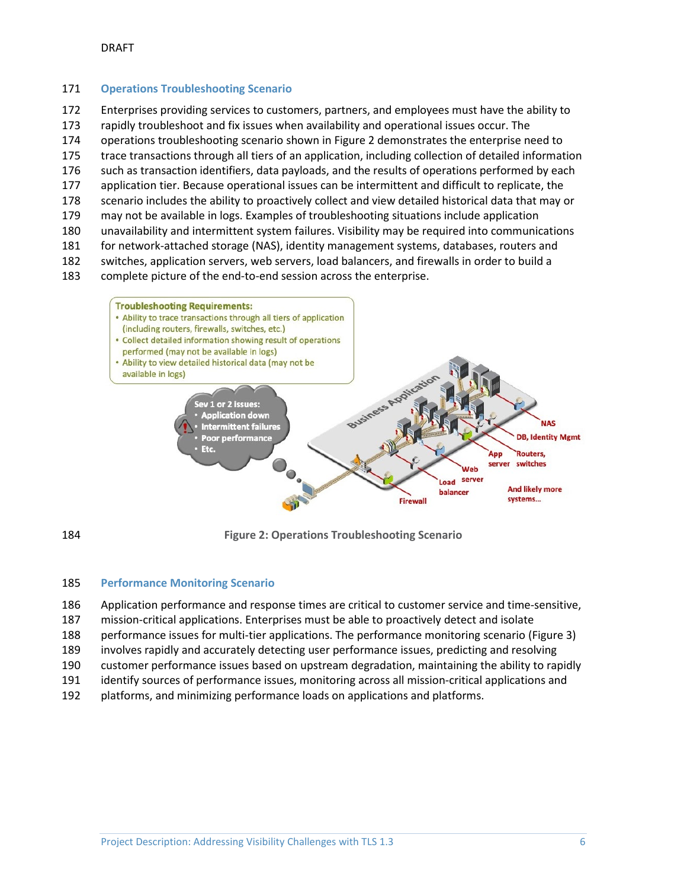## Operations Troubleshooting Scenario

Enterprises providing services to customers, partners, and employees must have the ability to rapidly troubleshoot and fix issues when availability and operational issues occur. The operations troubleshooting scenario shown in Figure 2 demonstrates the enterprise need to trace transactions through all tiers of an application, including collection of detailed information such as transaction identifiers, data payloads, and the results of operations performed by each application tier. Because operational issues can be intermittent and difficult to replicate, the scenario includes the ability to proactively collect and view detailed historical data that may or may not be available in logs. Examples of troubleshooting situations include application unavailability and intermittent system failures. Visibility may be required into communications for network-attached storage (NAS), identity management systems, databases, routers and switches, application servers, web servers, load balancers, and firewalls in order to build a complete picture of the end-to-end session across the enterprise.

**Figure 2: Operations Troubleshooting Scenario**

## Performance Monitoring Scenario

Application performance and response times are critical to customer service and time-sensitive, mission-critical applications. Enterprises must be able to proactively detect and isolate performance issues for multi-tier applications. The performance monitoring scenario (Figure 3) involves rapidly and accurately detecting user performance issues, predicting and resolving customer performance issues based on upstream degradation, maintaining the ability to rapidly identify sources of performance issues, monitoring across all mission-critical applications and platforms, and minimizing performance loads on applications and platforms.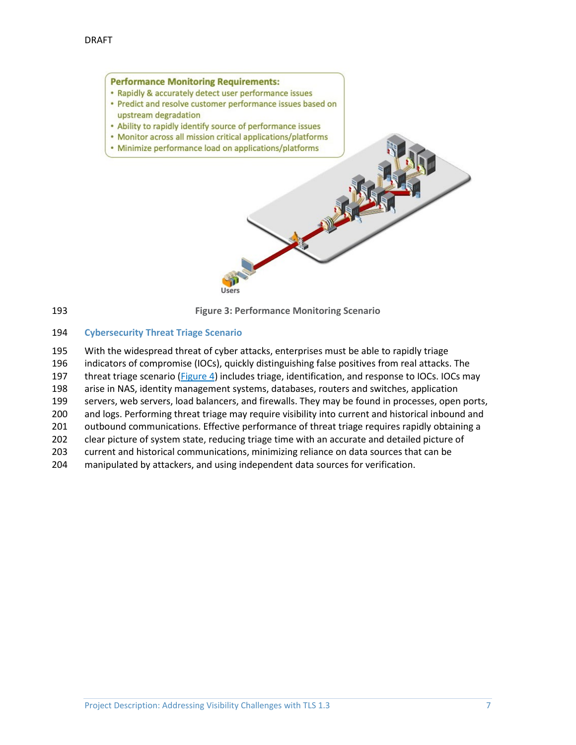**Performance Monitoring Requirements:**

- Rapidly & accurately detect user performance issues
- Predict and resolve customer performance issues based on upstream degradation
- Ability to rapidly identify source of performance issues
- Monitor across all mission critical applications/platforms
- Minimize performance load on applications/platforms

Users

Figure 3: Performance Monitoring Scenario

## Cybersecurity Threat Triage Scenario

With the widespread threat of cyber attacks, enterprises must be able to rapidly triage indicators of compromise (IOCs), quickly distinguishing false positives from real attacks. The threat triage scenario (Figure 4) includes triage, identification, and response to IOCs. IOCs may arise in NAS, identity management systems, databases, routers and switches, application servers, web servers, load balancers, and firewalls. They may be found in processes, open ports, and logs. Performing threat triage may require visibility into current and historical inbound and outbound communications. Effective performance of threat triage requires rapidly obtaining a clear picture of system state, reducing triage time with an accurate and detailed picture of current and historical communications, minimizing reliance on data sources that can be manipulated by attackers, and using independent data sources for verification.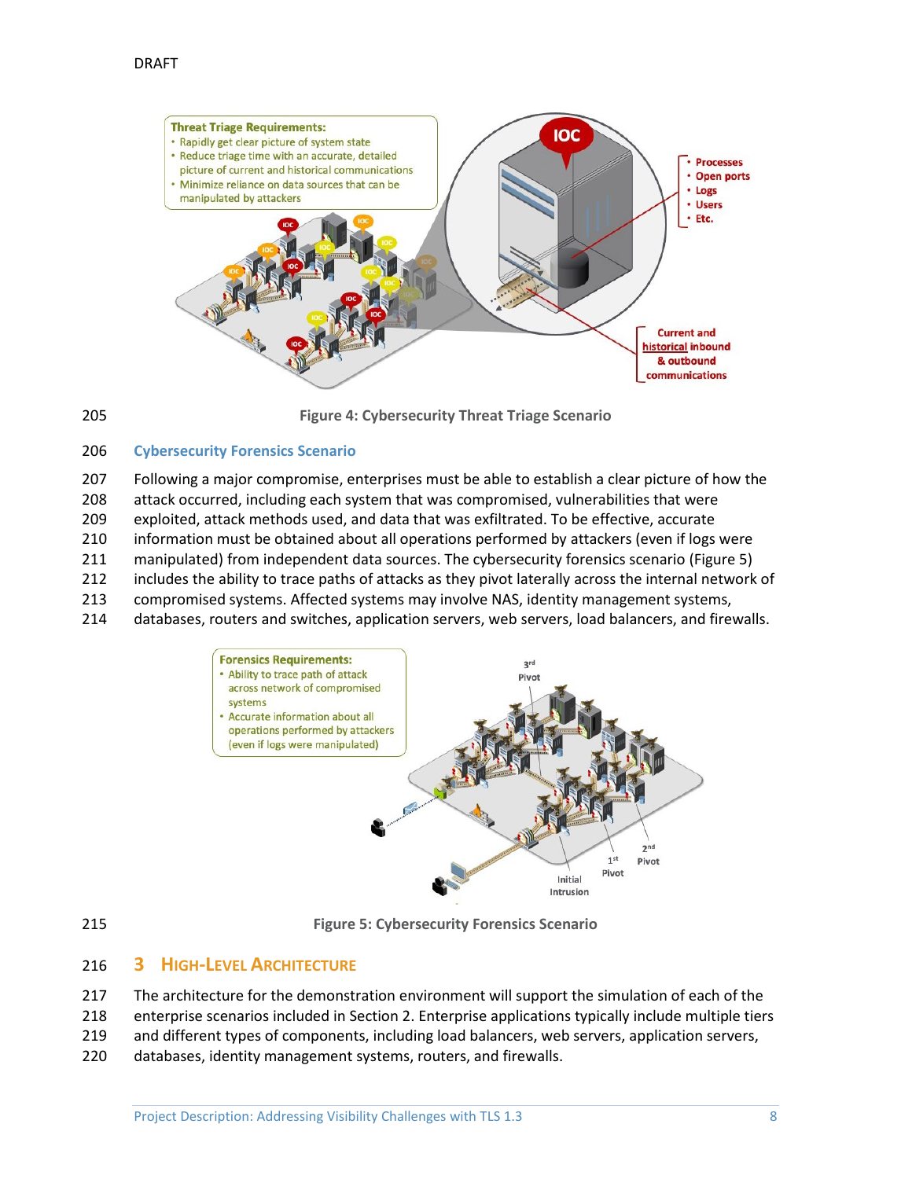Figure 4: Cybersecurity Threat Triage Scenario

### Cybersecurity Forensics Scenario

Following a major compromise, enterprises must be able to establish a clear picture of how the attack occurred, including each system that was compromised, vulnerabilities that were exploited, attack methods used, and data that was exfiltrated. To be effective, accurate information must be obtained about all operations performed by attackers (even if logs were manipulated) from independent data sources. The cybersecurity forensics scenario (Figure 5) includes the ability to trace paths of attacks as they pivot laterally across the internal network of compromised systems. Affected systems may involve NAS, identity management systems, databases, routers and switches, application servers, web servers, load balancers, and firewalls.

Figure 5: Cybersecurity Forensics Scenario

# 3 High-Level Architecture

The architecture for the demonstration environment will support the simulation of each of the enterprise scenarios included in Section 2. Enterprise applications typically include multiple tiers and different types of components, including load balancers, web servers, application servers, databases, identity management systems, routers, and firewalls.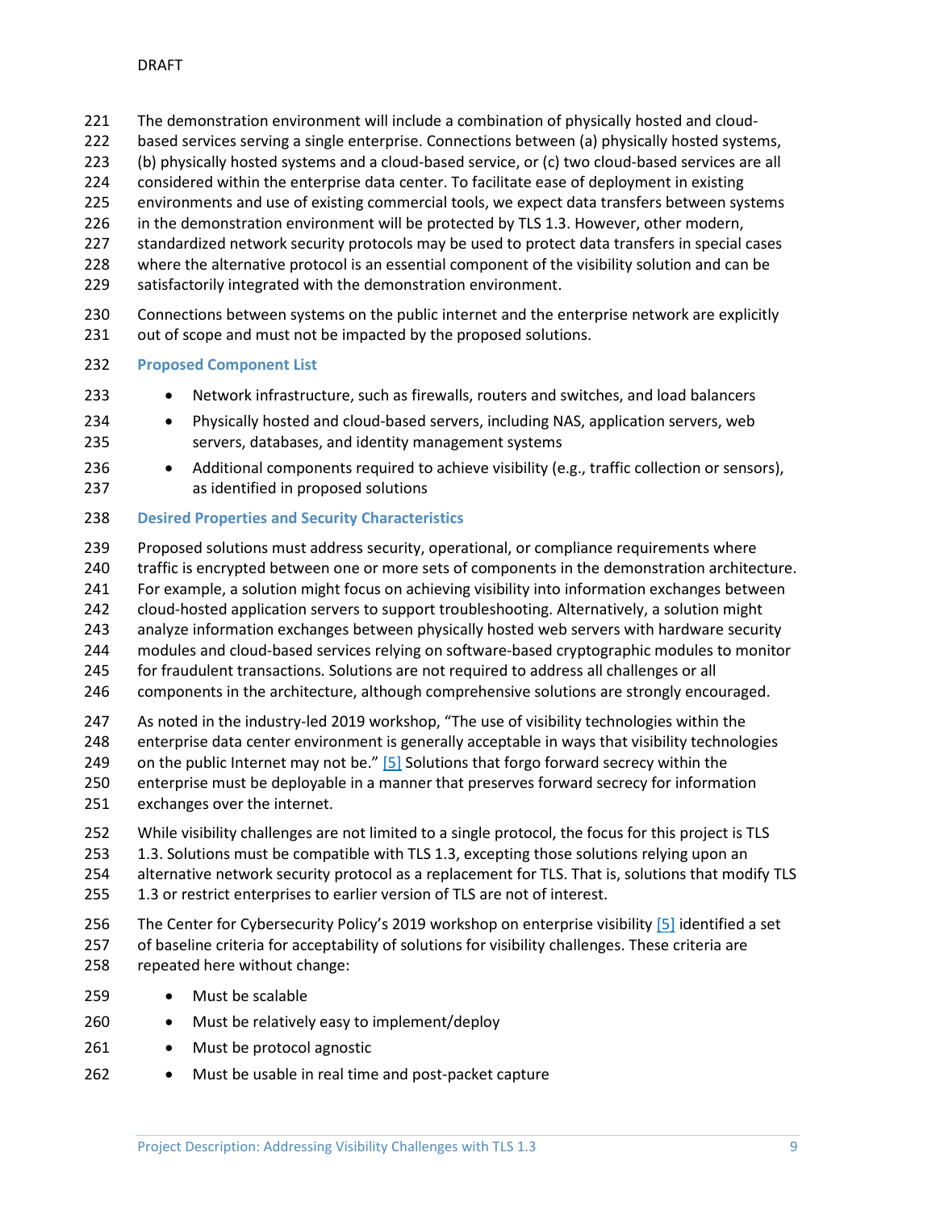The demonstration environment will include a combination of physically hosted and cloud-based services serving a single enterprise. Connections between (a) physically hosted systems, (b) physically hosted systems and a cloud-based service, or (c) two cloud-based services are all considered within the enterprise data center. To facilitate ease of deployment in existing environments and use of existing commercial tools, we expect data transfers between systems in the demonstration environment will be protected by TLS 1.3. However, other modern, standardized network security protocols may be used to protect data transfers in special cases where the alternative protocol is an essential component of the visibility solution and can be satisfactorily integrated with the demonstration environment.

Connections between systems on the public internet and the enterprise network are explicitly out of scope and must not be impacted by the proposed solutions.

### Proposed Component List

- Network infrastructure, such as firewalls, routers and switches, and load balancers
- Physically hosted and cloud-based servers, including NAS, application servers, web servers, databases, and identity management systems
- Additional components required to achieve visibility (e.g., traffic collection or sensors), as identified in proposed solutions

### Desired Properties and Security Characteristics

Proposed solutions must address security, operational, or compliance requirements where traffic is encrypted between one or more sets of components in the demonstration architecture. For example, a solution might focus on achieving visibility into information exchanges between cloud-hosted application servers to support troubleshooting. Alternatively, a solution might analyze information exchanges between physically hosted web servers with hardware security modules and cloud-based services relying on software-based cryptographic modules to monitor for fraudulent transactions. Solutions are not required to address all challenges or all components in the architecture, although comprehensive solutions are strongly encouraged.

As noted in the industry-led 2019 workshop, "The use of visibility technologies within the enterprise data center environment is generally acceptable in ways that visibility technologies on the public Internet may not be." [5] Solutions that forgo forward secrecy within the enterprise must be deployable in a manner that preserves forward secrecy for information exchanges over the internet.

While visibility challenges are not limited to a single protocol, the focus for this project is TLS 1.3. Solutions must be compatible with TLS 1.3, excepting those solutions relying upon an alternative network security protocol as a replacement for TLS. That is, solutions that modify TLS 1.3 or restrict enterprises to earlier version of TLS are not of interest.

The Center for Cybersecurity Policy's 2019 workshop on enterprise visibility [5] identified a set of baseline criteria for acceptability of solutions for visibility challenges. These criteria are repeated here without change:

- Must be scalable
- Must be relatively easy to implement/deploy
- Must be protocol agnostic
- Must be usable in real time and post-packet capture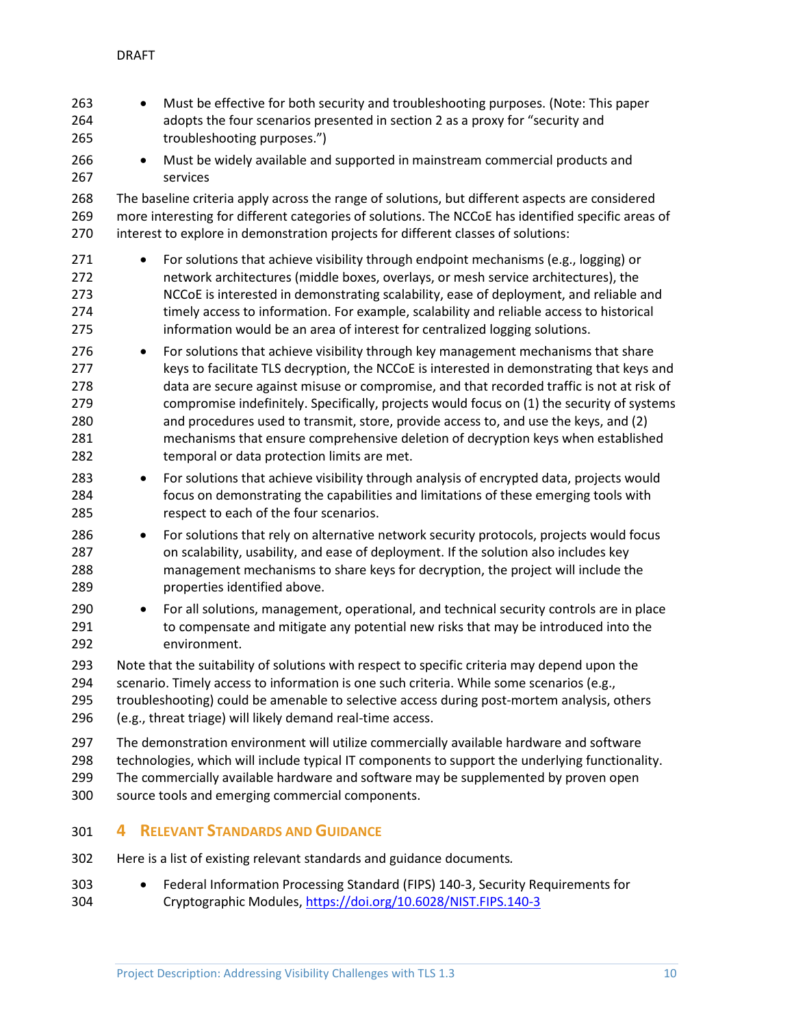- Must be effective for both security and troubleshooting purposes. (Note: This paper adopts the four scenarios presented in section 2 as a proxy for "security and troubleshooting purposes.")
- Must be widely available and supported in mainstream commercial products and services

The baseline criteria apply across the range of solutions, but different aspects are considered more interesting for different categories of solutions. The NCCoE has identified specific areas of interest to explore in demonstration projects for different classes of solutions:

- For solutions that achieve visibility through endpoint mechanisms (e.g., logging) or network architectures (middle boxes, overlays, or mesh service architectures), the NCCoE is interested in demonstrating scalability, ease of deployment, and reliable and timely access to information. For example, scalability and reliable access to historical information would be an area of interest for centralized logging solutions.
- For solutions that achieve visibility through key management mechanisms that share keys to facilitate TLS decryption, the NCCoE is interested in demonstrating that keys and data are secure against misuse or compromise, and that recorded traffic is not at risk of compromise indefinitely. Specifically, projects would focus on (1) the security of systems and procedures used to transmit, store, provide access to, and use the keys, and (2) mechanisms that ensure comprehensive deletion of decryption keys when established temporal or data protection limits are met.
- For solutions that achieve visibility through analysis of encrypted data, projects would focus on demonstrating the capabilities and limitations of these emerging tools with respect to each of the four scenarios.
- For solutions that rely on alternative network security protocols, projects would focus on scalability, usability, and ease of deployment. If the solution also includes key management mechanisms to share keys for decryption, the project will include the properties identified above.
- For all solutions, management, operational, and technical security controls are in place to compensate and mitigate any potential new risks that may be introduced into the environment.

Note that the suitability of solutions with respect to specific criteria may depend upon the scenario. Timely access to information is one such criteria. While some scenarios (e.g., troubleshooting) could be amenable to selective access during post-mortem analysis, others (e.g., threat triage) will likely demand real-time access.

The demonstration environment will utilize commercially available hardware and software technologies, which will include typical IT components to support the underlying functionality. The commercially available hardware and software may be supplemented by proven open source tools and emerging commercial components.

## 4 Relevant Standards and Guidance

Here is a list of existing relevant standards and guidance documents.

- Federal Information Processing Standard (FIPS) 140-3, Security Requirements for Cryptographic Modules, https://doi.org/10.6028/NIST.FIPS.140-3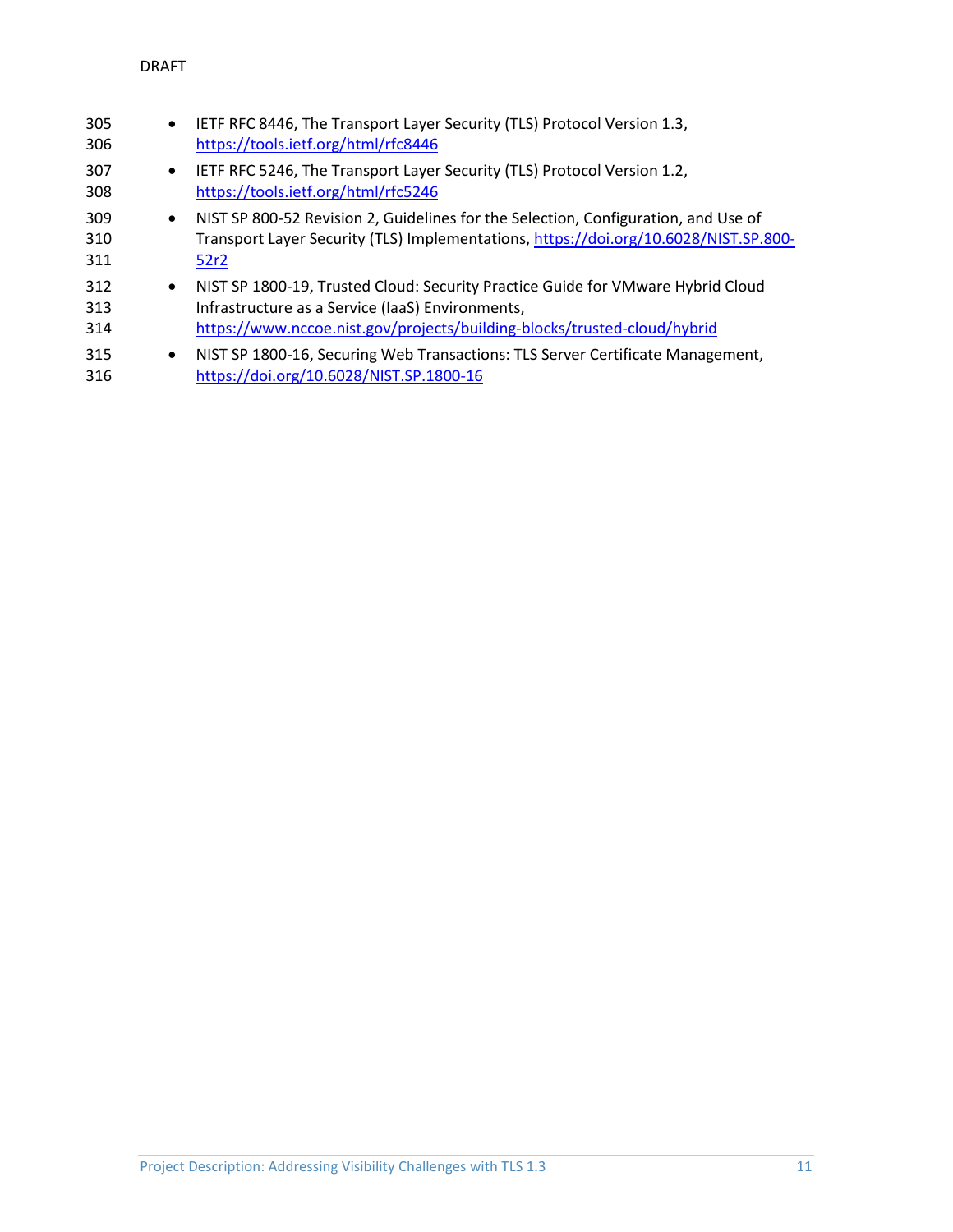- IETF RFC 8446, The Transport Layer Security (TLS) Protocol Version 1.3, https://tools.ietf.org/html/rfc8446
- IETF RFC 5246, The Transport Layer Security (TLS) Protocol Version 1.2, https://tools.ietf.org/html/rfc5246
- NIST SP 800-52 Revision 2, Guidelines for the Selection, Configuration, and Use of Transport Layer Security (TLS) Implementations, https://doi.org/10.6028/NIST.SP.800-52r2
- NIST SP 1800-19, Trusted Cloud: Security Practice Guide for VMware Hybrid Cloud Infrastructure as a Service (IaaS) Environments, https://www.nccoe.nist.gov/projects/building-blocks/trusted-cloud/hybrid
- NIST SP 1800-16, Securing Web Transactions: TLS Server Certificate Management, https://doi.org/10.6028/NIST.SP.1800-16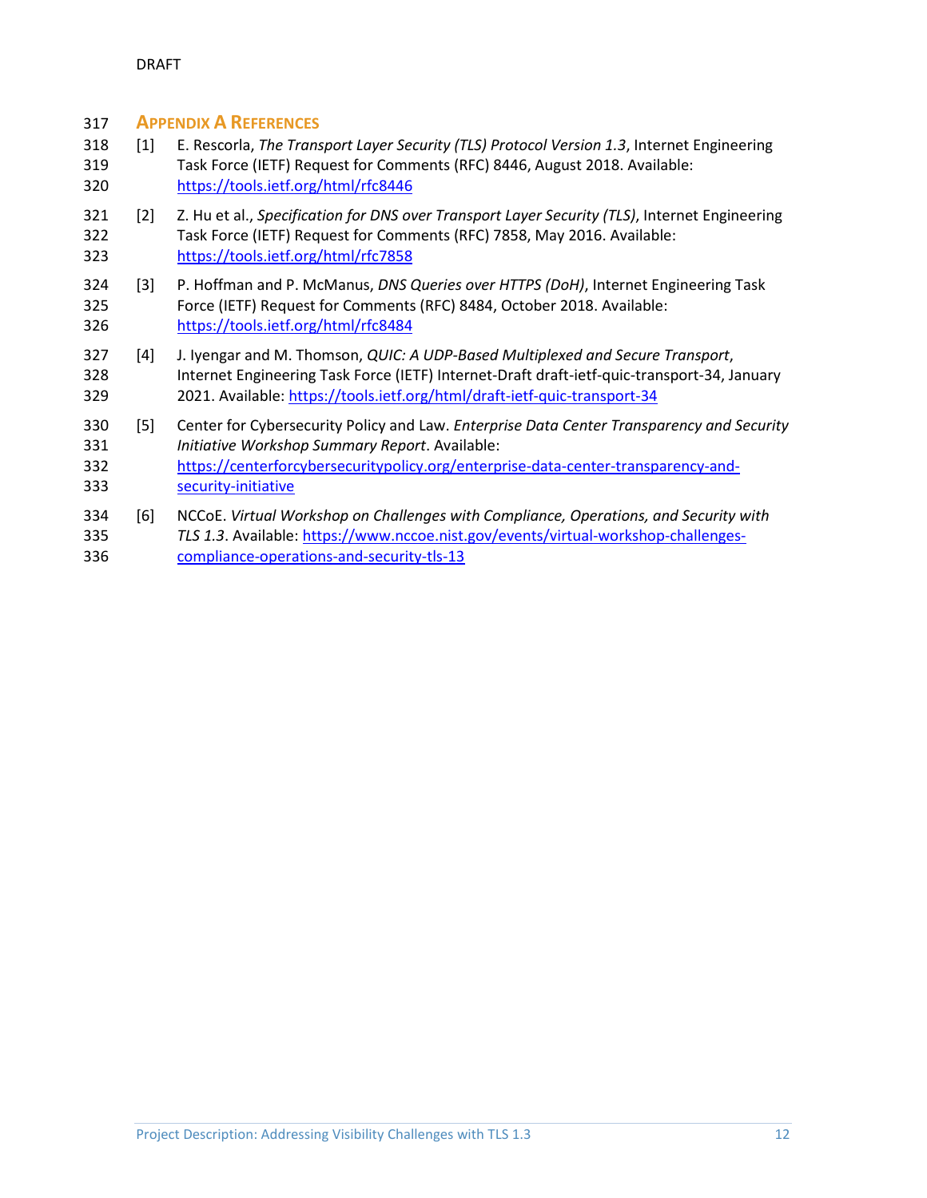# Appendix A References

[1] E. Rescorla, *The Transport Layer Security (TLS) Protocol Version 1.3*, Internet Engineering Task Force (IETF) Request for Comments (RFC) 8446, August 2018. Available: https://tools.ietf.org/html/rfc8446

[2] Z. Hu et al., *Specification for DNS over Transport Layer Security (TLS)*, Internet Engineering Task Force (IETF) Request for Comments (RFC) 7858, May 2016. Available: https://tools.ietf.org/html/rfc7858

[3] P. Hoffman and P. McManus, *DNS Queries over HTTPS (DoH)*, Internet Engineering Task Force (IETF) Request for Comments (RFC) 8484, October 2018. Available: https://tools.ietf.org/html/rfc8484

[4] J. Iyengar and M. Thomson, *QUIC: A UDP-Based Multiplexed and Secure Transport*, Internet Engineering Task Force (IETF) Internet-Draft draft-ietf-quic-transport-34, January 2021. Available: https://tools.ietf.org/html/draft-ietf-quic-transport-34

[5] Center for Cybersecurity Policy and Law. *Enterprise Data Center Transparency and Security Initiative Workshop Summary Report*. Available: https://centerforcybersecuritypolicy.org/enterprise-data-center-transparency-and-security-initiative

[6] NCCoE. *Virtual Workshop on Challenges with Compliance, Operations, and Security with TLS 1.3*. Available: https://www.nccoe.nist.gov/events/virtual-workshop-challenges-compliance-operations-and-security-tls-13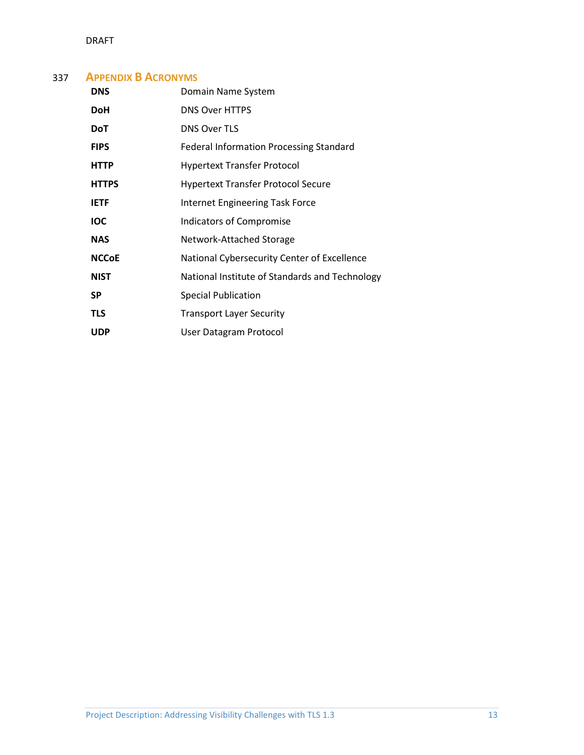# Appendix B Acronyms

| | |
|---|---|
| **DNS** | Domain Name System |
| **DoH** | DNS Over HTTPS |
| **DoT** | DNS Over TLS |
| **FIPS** | Federal Information Processing Standard |
| **HTTP** | Hypertext Transfer Protocol |
| **HTTPS** | Hypertext Transfer Protocol Secure |
| **IETF** | Internet Engineering Task Force |
| **IOC** | Indicators of Compromise |
| **NAS** | Network-Attached Storage |
| **NCCoE** | National Cybersecurity Center of Excellence |
| **NIST** | National Institute of Standards and Technology |
| **SP** | Special Publication |
| **TLS** | Transport Layer Security |
| **UDP** | User Datagram Protocol |